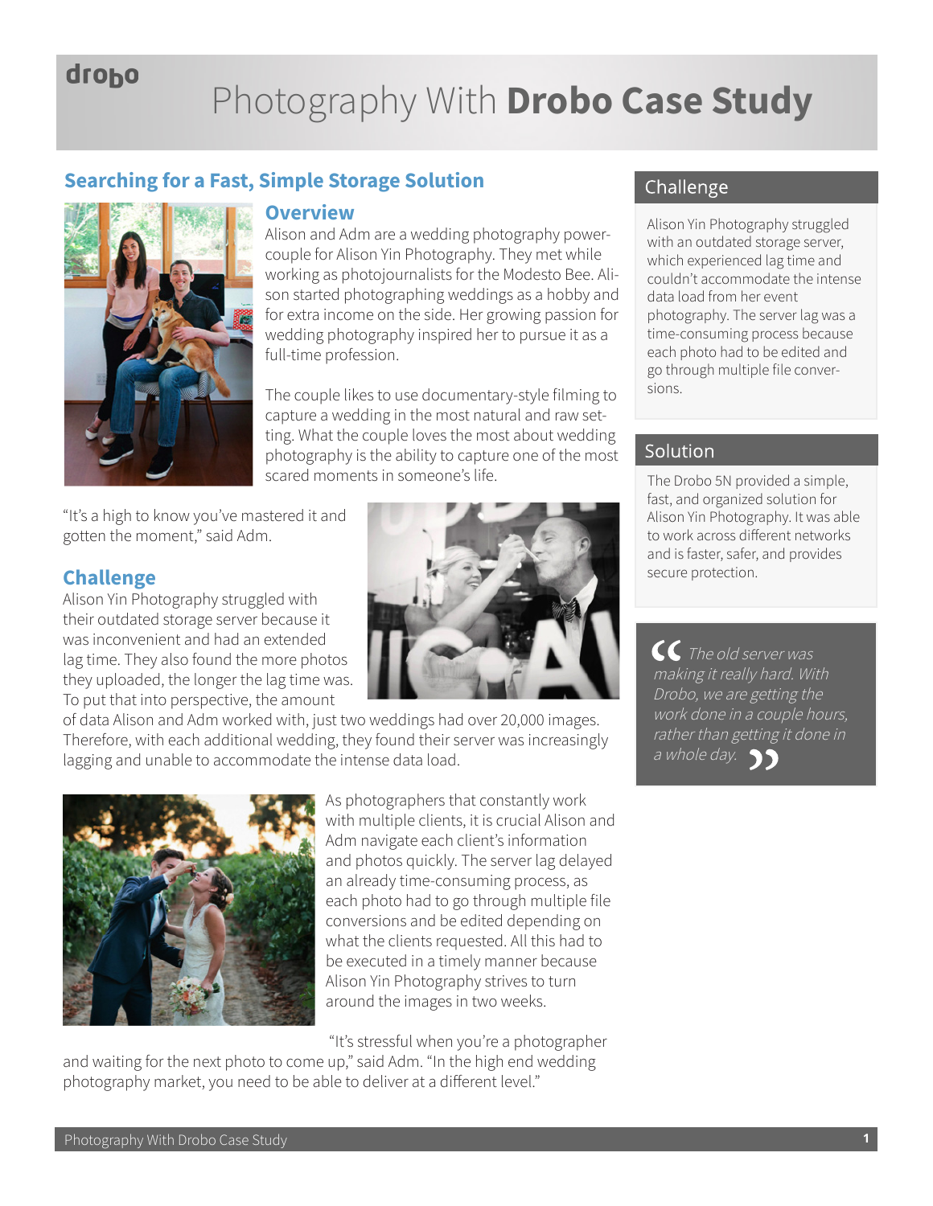# Photography With **Drobo Case Study**

## Searching for a Fast, Simple Storage Solution

### Overview

Alison and Adm are a wedding photography power-couple for Alison Yin Photography. They met while working as photojournalists for the Modesto Bee. Alison started photographing weddings as a hobby and for extra income on the side. Her growing passion for wedding photography inspired her to pursue it as a full-time profession.

The couple likes to use documentary-style filming to capture a wedding in the most natural and raw setting. What the couple loves the most about wedding photography is the ability to capture one of the most scared moments in someone's life.

"It's a high to know you've mastered it and gotten the moment," said Adm.

### Challenge

Alison Yin Photography struggled with their outdated storage server because it was inconvenient and had an extended lag time. They also found the more photos they uploaded, the longer the lag time was. To put that into perspective, the amount of data Alison and Adm worked with, just two weddings had over 20,000 images. Therefore, with each additional wedding, they found their server was increasingly lagging and unable to accommodate the intense data load.

As photographers that constantly work with multiple clients, it is crucial Alison and Adm navigate each client's information and photos quickly. The server lag delayed an already time-consuming process, as each photo had to go through multiple file conversions and be edited depending on what the clients requested. All this had to be executed in a timely manner because Alison Yin Photography strives to turn around the images in two weeks.

"It's stressful when you're a photographer and waiting for the next photo to come up," said Adm. "In the high end wedding photography market, you need to be able to deliver at a different level."

## Challenge

Alison Yin Photography struggled with an outdated storage server, which experienced lag time and couldn't accommodate the intense data load from her event photography. The server lag was a time-consuming process because each photo had to be edited and go through multiple file conversions.

## Solution

The Drobo 5N provided a simple, fast, and organized solution for Alison Yin Photography. It was able to work across different networks and is faster, safer, and provides secure protection.

> *"The old server was making it really hard. With Drobo, we are getting the work done in a couple hours, rather than getting it done in a whole day."*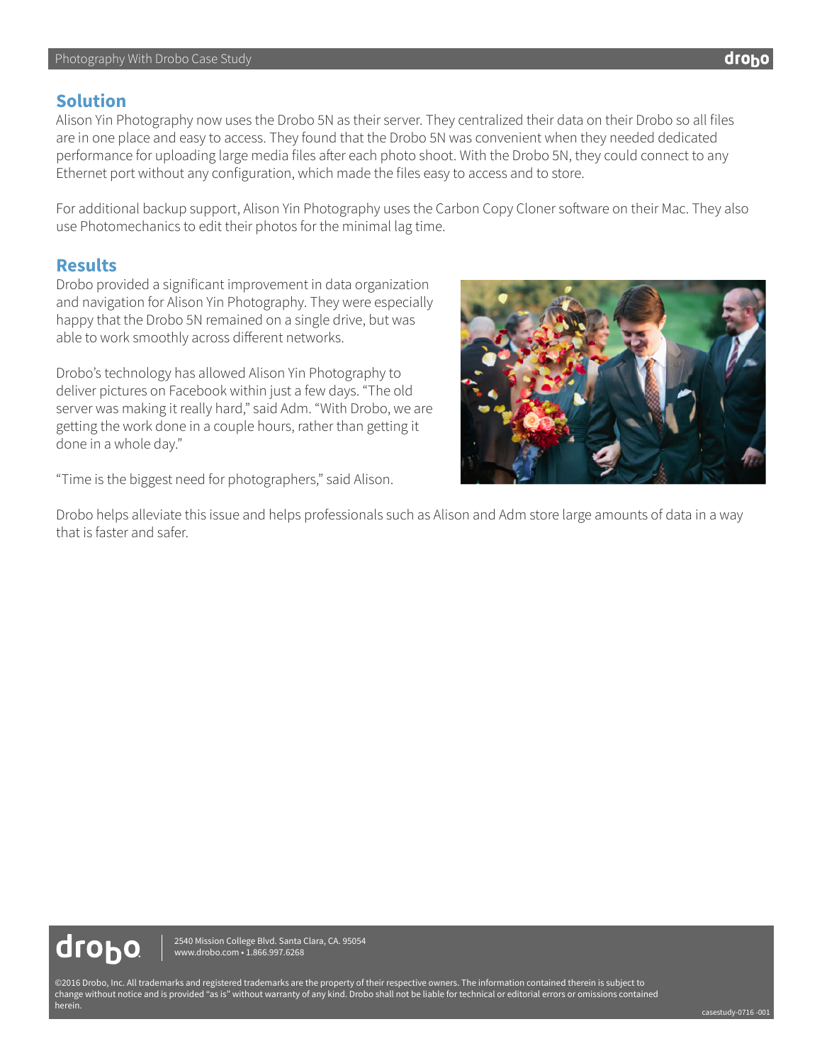## Solution

Alison Yin Photography now uses the Drobo 5N as their server. They centralized their data on their Drobo so all files are in one place and easy to access. They found that the Drobo 5N was convenient when they needed dedicated performance for uploading large media files after each photo shoot. With the Drobo 5N, they could connect to any Ethernet port without any configuration, which made the files easy to access and to store.

For additional backup support, Alison Yin Photography uses the Carbon Copy Cloner software on their Mac. They also use Photomechanics to edit their photos for the minimal lag time.

## Results

Drobo provided a significant improvement in data organization and navigation for Alison Yin Photography. They were especially happy that the Drobo 5N remained on a single drive, but was able to work smoothly across different networks.

Drobo's technology has allowed Alison Yin Photography to deliver pictures on Facebook within just a few days. "The old server was making it really hard," said Adm. "With Drobo, we are getting the work done in a couple hours, rather than getting it done in a whole day."

"Time is the biggest need for photographers," said Alison.

Drobo helps alleviate this issue and helps professionals such as Alison and Adm store large amounts of data in a way that is faster and safer.

drobo

2540 Mission College Blvd. Santa Clara, CA. 95054
www.drobo.com • 1.866.997.6268

©2016 Drobo, Inc. All trademarks and registered trademarks are the property of their respective owners. The information contained therein is subject to change without notice and is provided "as is" without warranty of any kind. Drobo shall not be liable for technical or editorial errors or omissions contained herein.

casestudy-0716 -001